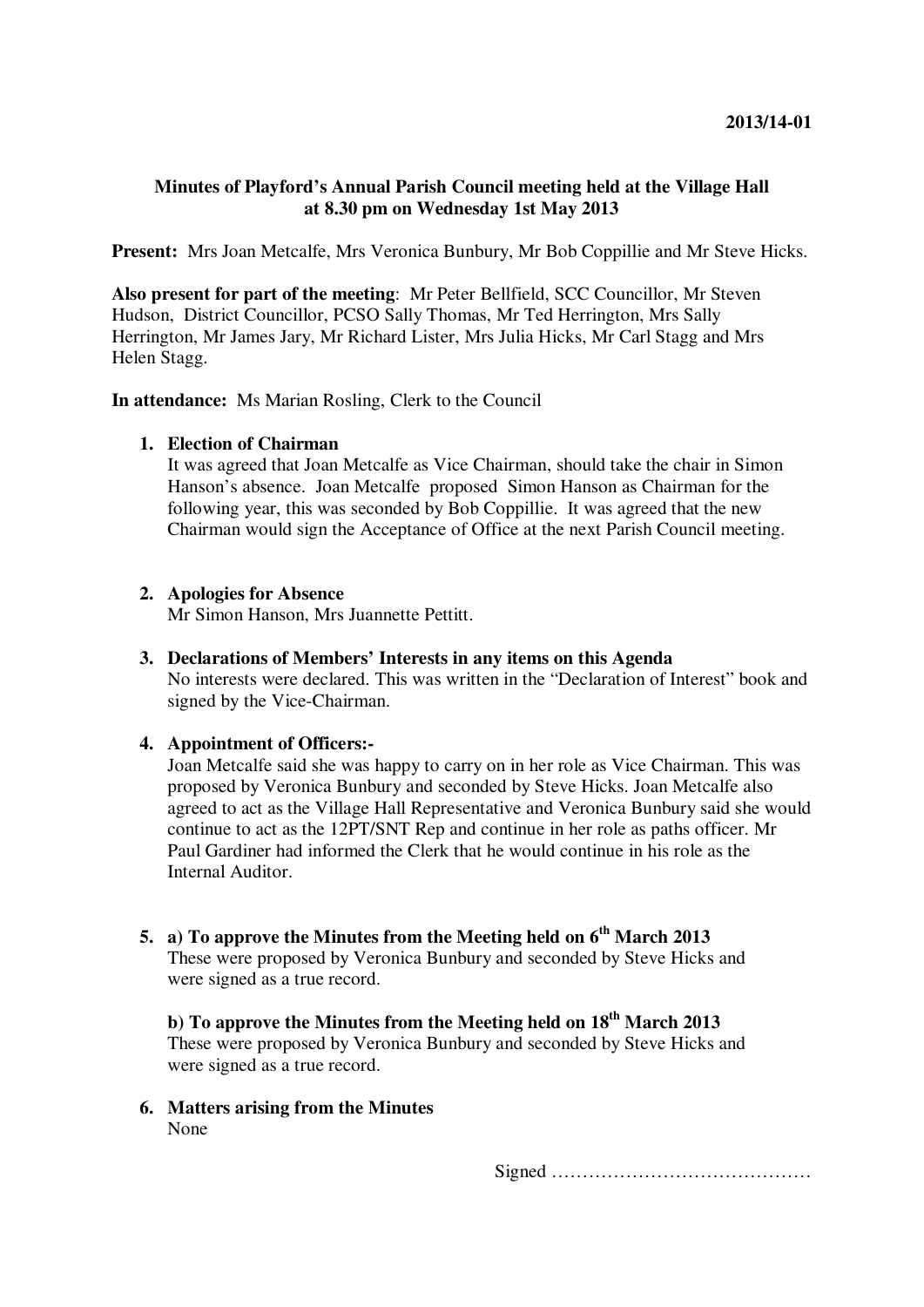**2013/14-01**

**Minutes of Playford's Annual Parish Council meeting held at the Village Hall at 8.30 pm on Wednesday 1st May 2013**

**Present:** Mrs Joan Metcalfe, Mrs Veronica Bunbury, Mr Bob Coppillie and Mr Steve Hicks.

**Also present for part of the meeting**: Mr Peter Bellfield, SCC Councillor, Mr Steven Hudson, District Councillor, PCSO Sally Thomas, Mr Ted Herrington, Mrs Sally Herrington, Mr James Jary, Mr Richard Lister, Mrs Julia Hicks, Mr Carl Stagg and Mrs Helen Stagg.

**In attendance:** Ms Marian Rosling, Clerk to the Council

1. **Election of Chairman**
   It was agreed that Joan Metcalfe as Vice Chairman, should take the chair in Simon Hanson's absence. Joan Metcalfe proposed Simon Hanson as Chairman for the following year, this was seconded by Bob Coppillie. It was agreed that the new Chairman would sign the Acceptance of Office at the next Parish Council meeting.

2. **Apologies for Absence**
   Mr Simon Hanson, Mrs Juannette Pettitt.

3. **Declarations of Members' Interests in any items on this Agenda**
   No interests were declared. This was written in the "Declaration of Interest" book and signed by the Vice-Chairman.

4. **Appointment of Officers:-**
   Joan Metcalfe said she was happy to carry on in her role as Vice Chairman. This was proposed by Veronica Bunbury and seconded by Steve Hicks. Joan Metcalfe also agreed to act as the Village Hall Representative and Veronica Bunbury said she would continue to act as the 12PT/SNT Rep and continue in her role as paths officer. Mr Paul Gardiner had informed the Clerk that he would continue in his role as the Internal Auditor.

5. **a) To approve the Minutes from the Meeting held on 6th March 2013**
   These were proposed by Veronica Bunbury and seconded by Steve Hicks and were signed as a true record.

   **b) To approve the Minutes from the Meeting held on 18th March 2013**
   These were proposed by Veronica Bunbury and seconded by Steve Hicks and were signed as a true record.

6. **Matters arising from the Minutes**
   None

Signed ……………………………………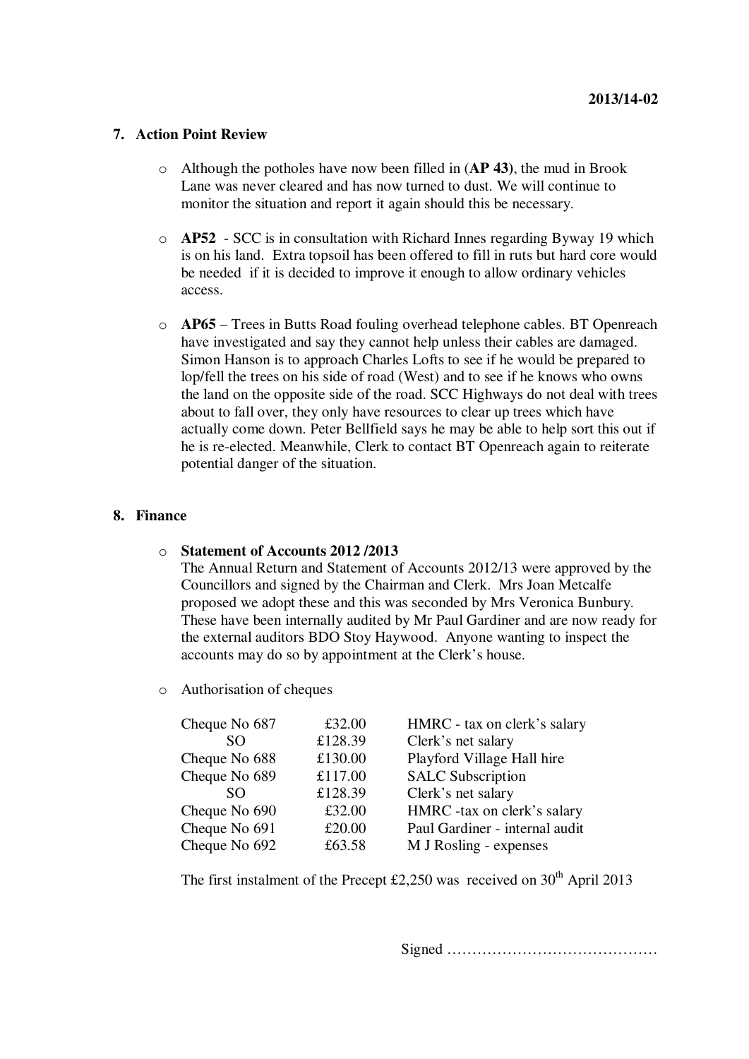## 7. Action Point Review

- Although the potholes have now been filled in (**AP 43)**, the mud in Brook Lane was never cleared and has now turned to dust. We will continue to monitor the situation and report it again should this be necessary.

- **AP52** - SCC is in consultation with Richard Innes regarding Byway 19 which is on his land. Extra topsoil has been offered to fill in ruts but hard core would be needed if it is decided to improve it enough to allow ordinary vehicles access.

- **AP65** – Trees in Butts Road fouling overhead telephone cables. BT Openreach have investigated and say they cannot help unless their cables are damaged. Simon Hanson is to approach Charles Lofts to see if he would be prepared to lop/fell the trees on his side of road (West) and to see if he knows who owns the land on the opposite side of the road. SCC Highways do not deal with trees about to fall over, they only have resources to clear up trees which have actually come down. Peter Bellfield says he may be able to help sort this out if he is re-elected. Meanwhile, Clerk to contact BT Openreach again to reiterate potential danger of the situation.

## 8. Finance

- **Statement of Accounts 2012 /2013**
  The Annual Return and Statement of Accounts 2012/13 were approved by the Councillors and signed by the Chairman and Clerk. Mrs Joan Metcalfe proposed we adopt these and this was seconded by Mrs Veronica Bunbury. These have been internally audited by Mr Paul Gardiner and are now ready for the external auditors BDO Stoy Haywood. Anyone wanting to inspect the accounts may do so by appointment at the Clerk's house.

- Authorisation of cheques

| | | |
|---|---|---|
| Cheque No 687 | £32.00 | HMRC - tax on clerk's salary |
| SO | £128.39 | Clerk's net salary |
| Cheque No 688 | £130.00 | Playford Village Hall hire |
| Cheque No 689 | £117.00 | SALC Subscription |
| SO | £128.39 | Clerk's net salary |
| Cheque No 690 | £32.00 | HMRC -tax on clerk's salary |
| Cheque No 691 | £20.00 | Paul Gardiner - internal audit |
| Cheque No 692 | £63.58 | M J Rosling - expenses |

The first instalment of the Precept £2,250 was received on 30th April 2013

Signed ……………………………………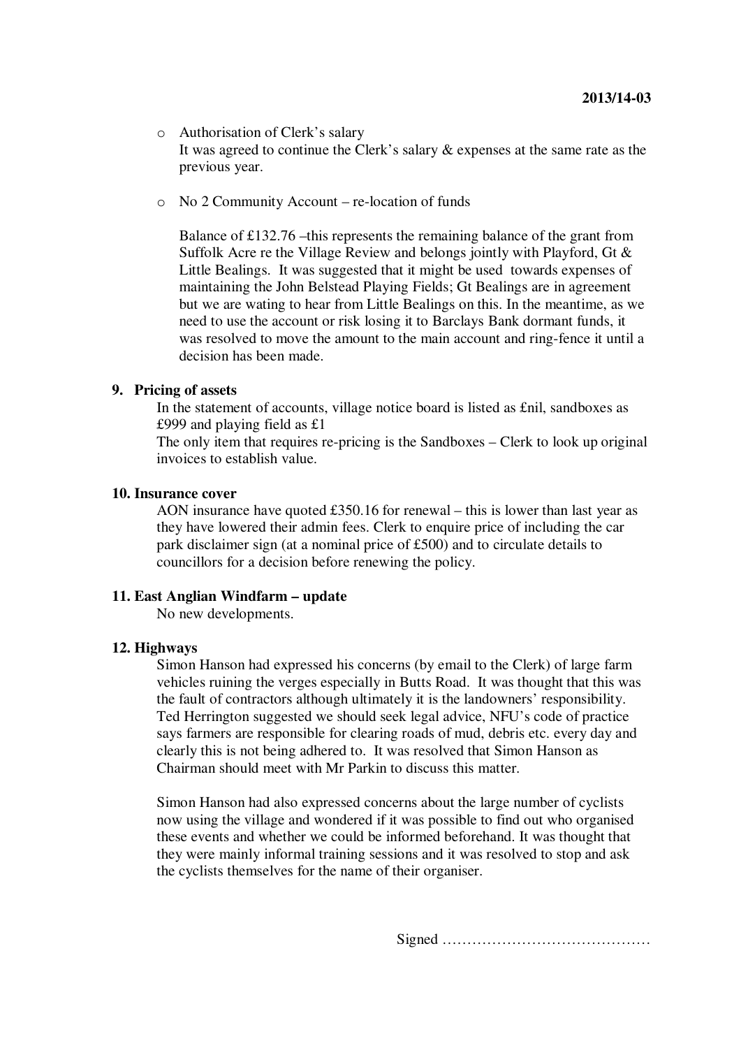- Authorisation of Clerk's salary
  It was agreed to continue the Clerk's salary & expenses at the same rate as the previous year.

- No 2 Community Account – re-location of funds

  Balance of £132.76 –this represents the remaining balance of the grant from Suffolk Acre re the Village Review and belongs jointly with Playford, Gt & Little Bealings. It was suggested that it might be used towards expenses of maintaining the John Belstead Playing Fields; Gt Bealings are in agreement but we are wating to hear from Little Bealings on this. In the meantime, as we need to use the account or risk losing it to Barclays Bank dormant funds, it was resolved to move the amount to the main account and ring-fence it until a decision has been made.

**9. Pricing of assets**

In the statement of accounts, village notice board is listed as £nil, sandboxes as £999 and playing field as £1
The only item that requires re-pricing is the Sandboxes – Clerk to look up original invoices to establish value.

**10. Insurance cover**

AON insurance have quoted £350.16 for renewal – this is lower than last year as they have lowered their admin fees. Clerk to enquire price of including the car park disclaimer sign (at a nominal price of £500) and to circulate details to councillors for a decision before renewing the policy.

**11. East Anglian Windfarm – update**

No new developments.

**12. Highways**

Simon Hanson had expressed his concerns (by email to the Clerk) of large farm vehicles ruining the verges especially in Butts Road. It was thought that this was the fault of contractors although ultimately it is the landowners' responsibility. Ted Herrington suggested we should seek legal advice, NFU's code of practice says farmers are responsible for clearing roads of mud, debris etc. every day and clearly this is not being adhered to. It was resolved that Simon Hanson as Chairman should meet with Mr Parkin to discuss this matter.

Simon Hanson had also expressed concerns about the large number of cyclists now using the village and wondered if it was possible to find out who organised these events and whether we could be informed beforehand. It was thought that they were mainly informal training sessions and it was resolved to stop and ask the cyclists themselves for the name of their organiser.

Signed ……………………………………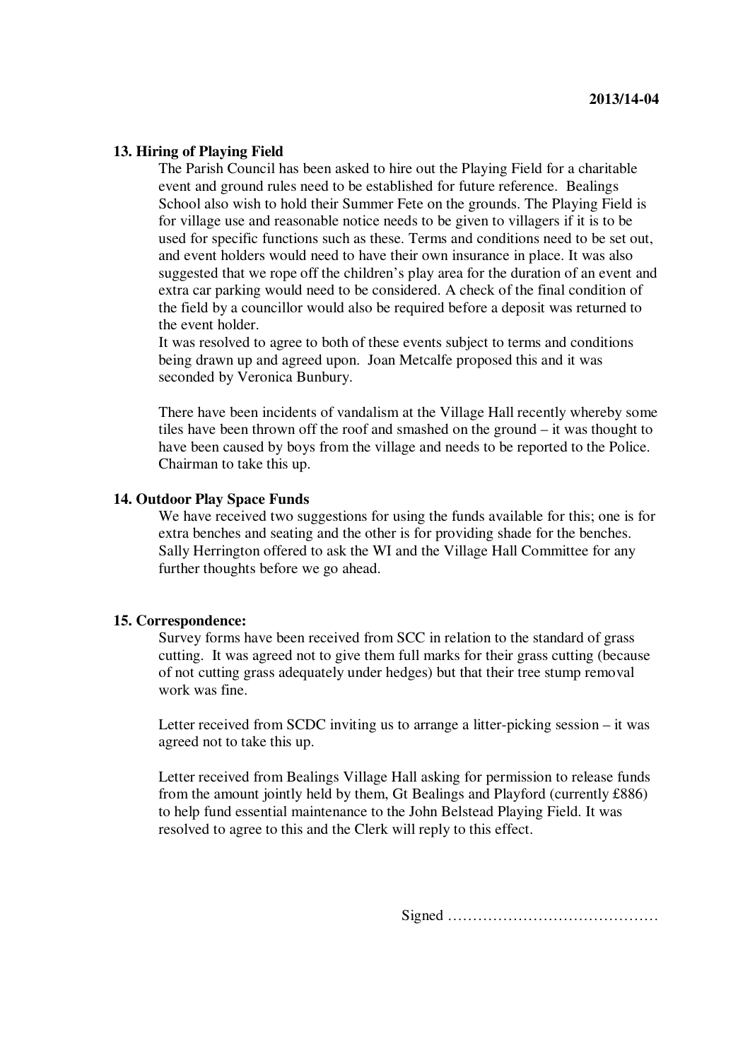**13. Hiring of Playing Field**

The Parish Council has been asked to hire out the Playing Field for a charitable event and ground rules need to be established for future reference. Bealings School also wish to hold their Summer Fete on the grounds. The Playing Field is for village use and reasonable notice needs to be given to villagers if it is to be used for specific functions such as these. Terms and conditions need to be set out, and event holders would need to have their own insurance in place. It was also suggested that we rope off the children's play area for the duration of an event and extra car parking would need to be considered. A check of the final condition of the field by a councillor would also be required before a deposit was returned to the event holder.

It was resolved to agree to both of these events subject to terms and conditions being drawn up and agreed upon. Joan Metcalfe proposed this and it was seconded by Veronica Bunbury.

There have been incidents of vandalism at the Village Hall recently whereby some tiles have been thrown off the roof and smashed on the ground – it was thought to have been caused by boys from the village and needs to be reported to the Police. Chairman to take this up.

**14. Outdoor Play Space Funds**

We have received two suggestions for using the funds available for this; one is for extra benches and seating and the other is for providing shade for the benches. Sally Herrington offered to ask the WI and the Village Hall Committee for any further thoughts before we go ahead.

**15. Correspondence:**

Survey forms have been received from SCC in relation to the standard of grass cutting. It was agreed not to give them full marks for their grass cutting (because of not cutting grass adequately under hedges) but that their tree stump removal work was fine.

Letter received from SCDC inviting us to arrange a litter-picking session – it was agreed not to take this up.

Letter received from Bealings Village Hall asking for permission to release funds from the amount jointly held by them, Gt Bealings and Playford (currently £886) to help fund essential maintenance to the John Belstead Playing Field. It was resolved to agree to this and the Clerk will reply to this effect.

Signed ……………………………………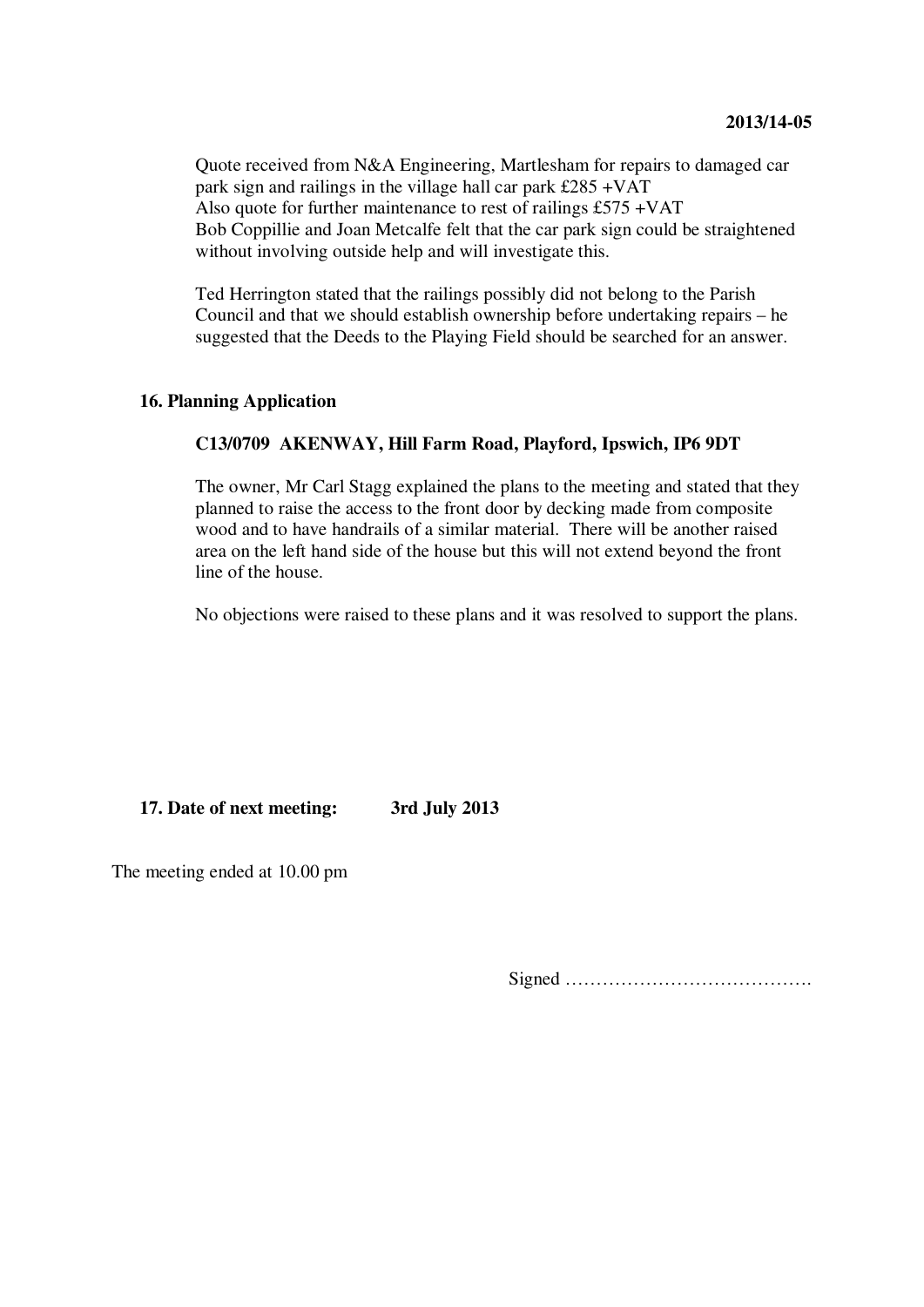Quote received from N&A Engineering, Martlesham for repairs to damaged car park sign and railings in the village hall car park £285 +VAT
Also quote for further maintenance to rest of railings £575 +VAT
Bob Coppillie and Joan Metcalfe felt that the car park sign could be straightened without involving outside help and will investigate this.

Ted Herrington stated that the railings possibly did not belong to the Parish Council and that we should establish ownership before undertaking repairs – he suggested that the Deeds to the Playing Field should be searched for an answer.

**16. Planning Application**

**C13/0709 AKENWAY, Hill Farm Road, Playford, Ipswich, IP6 9DT**

The owner, Mr Carl Stagg explained the plans to the meeting and stated that they planned to raise the access to the front door by decking made from composite wood and to have handrails of a similar material. There will be another raised area on the left hand side of the house but this will not extend beyond the front line of the house.

No objections were raised to these plans and it was resolved to support the plans.

**17. Date of next meeting: 3rd July 2013**

The meeting ended at 10.00 pm

Signed ………………………………….